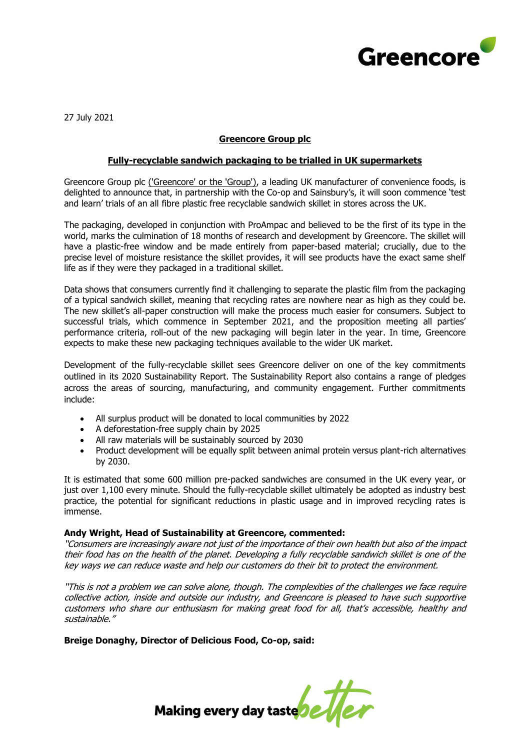27 July 2021

## Greencore Group plc

### Fully-recyclable sandwich packaging to be trialled in UK supermarkets

Greencore Group plc ('Greencore' or the 'Group'), a leading UK manufacturer of convenience foods, is delighted to announce that, in partnership with the Co-op and Sainsbury's, it will soon commence 'test and learn' trials of an all fibre plastic free recyclable sandwich skillet in stores across the UK.

The packaging, developed in conjunction with ProAmpac and believed to be the first of its type in the world, marks the culmination of 18 months of research and development by Greencore. The skillet will have a plastic-free window and be made entirely from paper-based material; crucially, due to the precise level of moisture resistance the skillet provides, it will see products have the exact same shelf life as if they were they packaged in a traditional skillet.

Data shows that consumers currently find it challenging to separate the plastic film from the packaging of a typical sandwich skillet, meaning that recycling rates are nowhere near as high as they could be. The new skillet's all-paper construction will make the process much easier for consumers. Subject to successful trials, which commence in September 2021, and the proposition meeting all parties' performance criteria, roll-out of the new packaging will begin later in the year. In time, Greencore expects to make these new packaging techniques available to the wider UK market.

Development of the fully-recyclable skillet sees Greencore deliver on one of the key commitments outlined in its 2020 Sustainability Report. The Sustainability Report also contains a range of pledges across the areas of sourcing, manufacturing, and community engagement. Further commitments include:

- All surplus product will be donated to local communities by 2022
- A deforestation-free supply chain by 2025
- All raw materials will be sustainably sourced by 2030
- Product development will be equally split between animal protein versus plant-rich alternatives by 2030.

It is estimated that some 600 million pre-packed sandwiches are consumed in the UK every year, or just over 1,100 every minute. Should the fully-recyclable skillet ultimately be adopted as industry best practice, the potential for significant reductions in plastic usage and in improved recycling rates is immense.

**Andy Wright, Head of Sustainability at Greencore, commented:**

*"Consumers are increasingly aware not just of the importance of their own health but also of the impact their food has on the health of the planet. Developing a fully recyclable sandwich skillet is one of the key ways we can reduce waste and help our customers do their bit to protect the environment.*

*"This is not a problem we can solve alone, though. The complexities of the challenges we face require collective action, inside and outside our industry, and Greencore is pleased to have such supportive customers who share our enthusiasm for making great food for all, that's accessible, healthy and sustainable."*

**Breige Donaghy, Director of Delicious Food, Co-op, said:**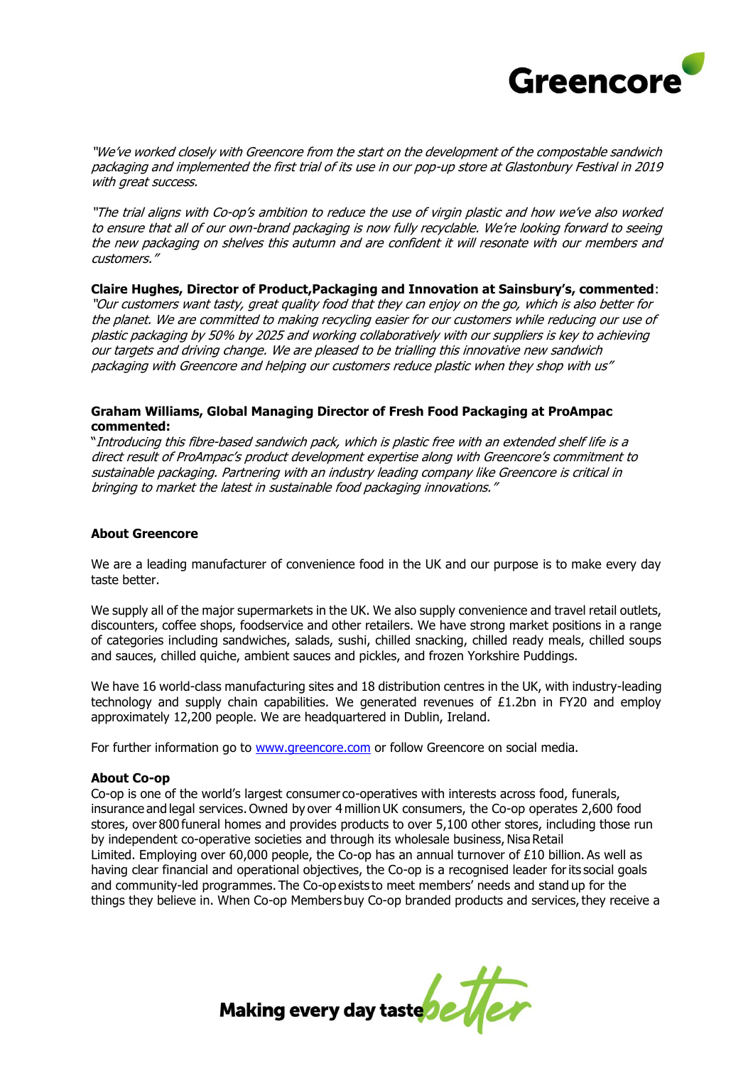*"We've worked closely with Greencore from the start on the development of the compostable sandwich packaging and implemented the first trial of its use in our pop-up store at Glastonbury Festival in 2019 with great success.*

*"The trial aligns with Co-op's ambition to reduce the use of virgin plastic and how we've also worked to ensure that all of our own-brand packaging is now fully recyclable. We're looking forward to seeing the new packaging on shelves this autumn and are confident it will resonate with our members and customers."*

**Claire Hughes, Director of Product,Packaging and Innovation at Sainsbury's, commented**:
*"Our customers want tasty, great quality food that they can enjoy on the go, which is also better for the planet. We are committed to making recycling easier for our customers while reducing our use of plastic packaging by 50% by 2025 and working collaboratively with our suppliers is key to achieving our targets and driving change. We are pleased to be trialling this innovative new sandwich packaging with Greencore and helping our customers reduce plastic when they shop with us"*

**Graham Williams, Global Managing Director of Fresh Food Packaging at ProAmpac commented:**
"*Introducing this fibre-based sandwich pack, which is plastic free with an extended shelf life is a direct result of ProAmpac's product development expertise along with Greencore's commitment to sustainable packaging. Partnering with an industry leading company like Greencore is critical in bringing to market the latest in sustainable food packaging innovations."*

**About Greencore**

We are a leading manufacturer of convenience food in the UK and our purpose is to make every day taste better.

We supply all of the major supermarkets in the UK. We also supply convenience and travel retail outlets, discounters, coffee shops, foodservice and other retailers. We have strong market positions in a range of categories including sandwiches, salads, sushi, chilled snacking, chilled ready meals, chilled soups and sauces, chilled quiche, ambient sauces and pickles, and frozen Yorkshire Puddings.

We have 16 world-class manufacturing sites and 18 distribution centres in the UK, with industry-leading technology and supply chain capabilities. We generated revenues of £1.2bn in FY20 and employ approximately 12,200 people. We are headquartered in Dublin, Ireland.

For further information go to www.greencore.com or follow Greencore on social media.

**About Co-op**
Co-op is one of the world's largest consumer co-operatives with interests across food, funerals, insurance and legal services. Owned by over 4 million UK consumers, the Co-op operates 2,600 food stores, over 800 funeral homes and provides products to over 5,100 other stores, including those run by independent co-operative societies and through its wholesale business, Nisa Retail Limited. Employing over 60,000 people, the Co-op has an annual turnover of £10 billion. As well as having clear financial and operational objectives, the Co-op is a recognised leader for its social goals and community-led programmes. The Co-op exists to meet members' needs and stand up for the things they believe in. When Co-op Members buy Co-op branded products and services, they receive a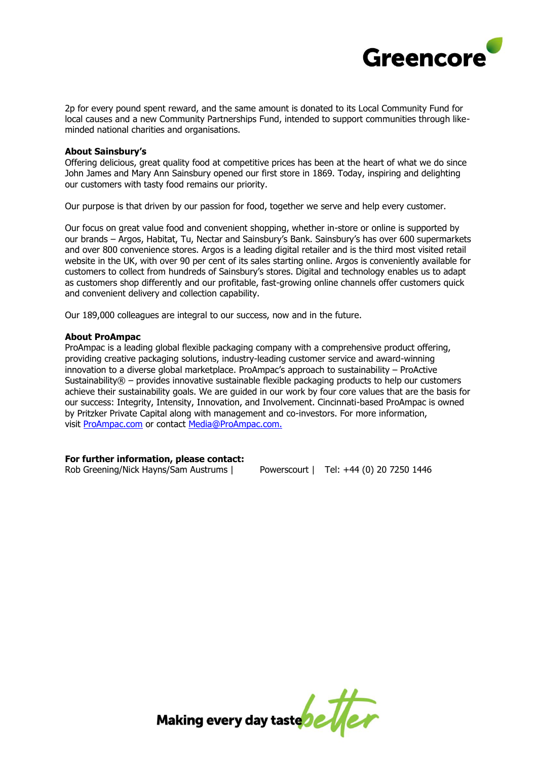2p for every pound spent reward, and the same amount is donated to its Local Community Fund for local causes and a new Community Partnerships Fund, intended to support communities through like-minded national charities and organisations.

**About Sainsbury's**

Offering delicious, great quality food at competitive prices has been at the heart of what we do since John James and Mary Ann Sainsbury opened our first store in 1869. Today, inspiring and delighting our customers with tasty food remains our priority.

Our purpose is that driven by our passion for food, together we serve and help every customer.

Our focus on great value food and convenient shopping, whether in-store or online is supported by our brands – Argos, Habitat, Tu, Nectar and Sainsbury's Bank. Sainsbury's has over 600 supermarkets and over 800 convenience stores. Argos is a leading digital retailer and is the third most visited retail website in the UK, with over 90 per cent of its sales starting online. Argos is conveniently available for customers to collect from hundreds of Sainsbury's stores. Digital and technology enables us to adapt as customers shop differently and our profitable, fast-growing online channels offer customers quick and convenient delivery and collection capability.

Our 189,000 colleagues are integral to our success, now and in the future.

**About ProAmpac**

ProAmpac is a leading global flexible packaging company with a comprehensive product offering, providing creative packaging solutions, industry-leading customer service and award-winning innovation to a diverse global marketplace. ProAmpac's approach to sustainability – ProActive Sustainability® – provides innovative sustainable flexible packaging products to help our customers achieve their sustainability goals. We are guided in our work by four core values that are the basis for our success: Integrity, Intensity, Innovation, and Involvement. Cincinnati-based ProAmpac is owned by Pritzker Private Capital along with management and co-investors. For more information, visit [ProAmpac.com](ProAmpac.com) or contact [Media@ProAmpac.com.](mailto:Media@ProAmpac.com)

**For further information, please contact:**

Rob Greening/Nick Hayns/Sam Austrums | Powerscourt | Tel: +44 (0) 20 7250 1446

Making every day taste better